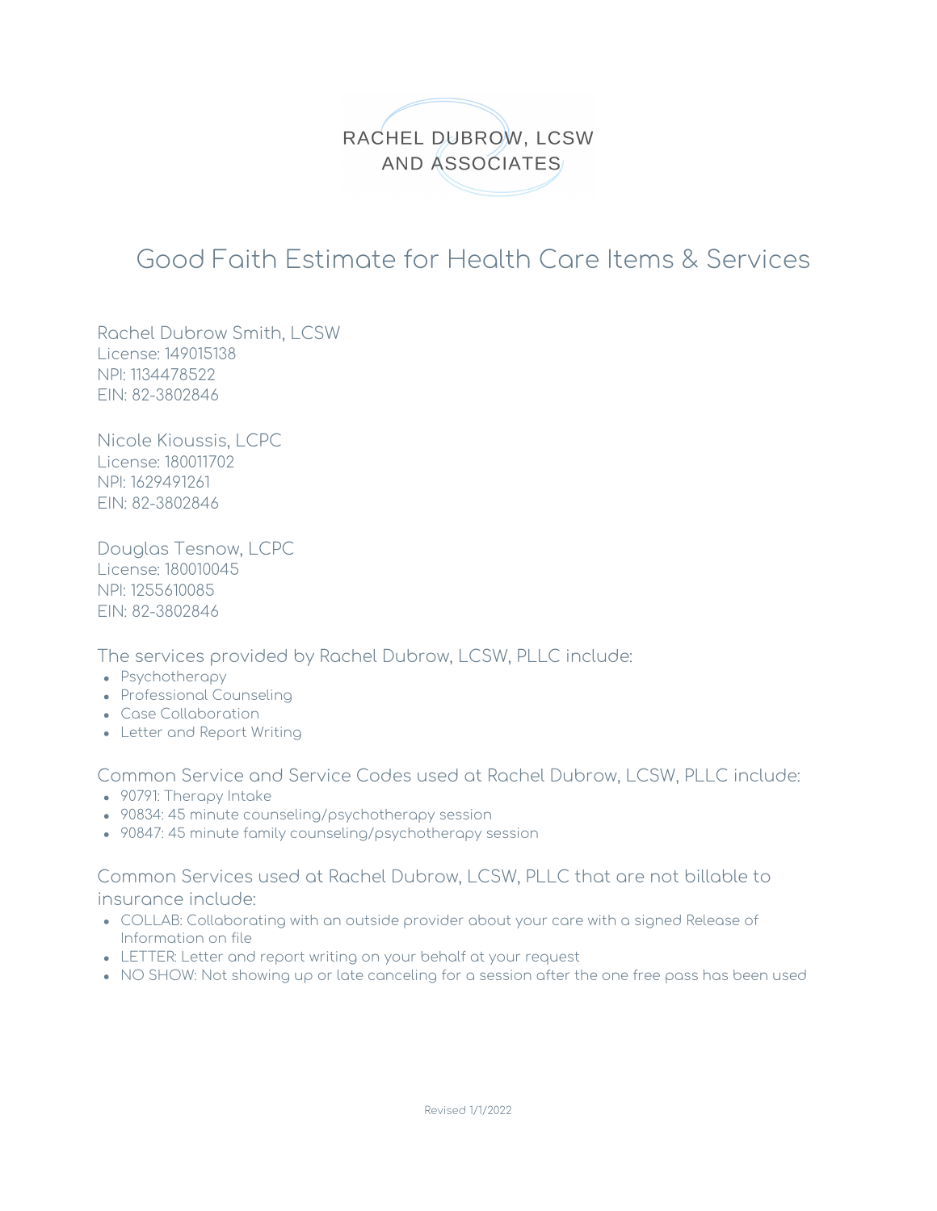RACHEL DUBROW, LCSW
AND ASSOCIATES

# Good Faith Estimate for Health Care Items & Services

Rachel Dubrow Smith, LCSW
License: 149015138
NPI: 1134478522
EIN: 82-3802846

Nicole Kioussis, LCPC
License: 180011702
NPI: 1629491261
EIN: 82-3802846

Douglas Tesnow, LCPC
License: 180010045
NPI: 1255610085
EIN: 82-3802846

### The services provided by Rachel Dubrow, LCSW, PLLC include:

- Psychotherapy
- Professional Counseling
- Case Collaboration
- Letter and Report Writing

### Common Service and Service Codes used at Rachel Dubrow, LCSW, PLLC include:

- 90791: Therapy Intake
- 90834: 45 minute counseling/psychotherapy session
- 90847: 45 minute family counseling/psychotherapy session

### Common Services used at Rachel Dubrow, LCSW, PLLC that are not billable to insurance include:

- COLLAB: Collaborating with an outside provider about your care with a signed Release of Information on file
- LETTER: Letter and report writing on your behalf at your request
- NO SHOW: Not showing up or late canceling for a session after the one free pass has been used

Revised 1/1/2022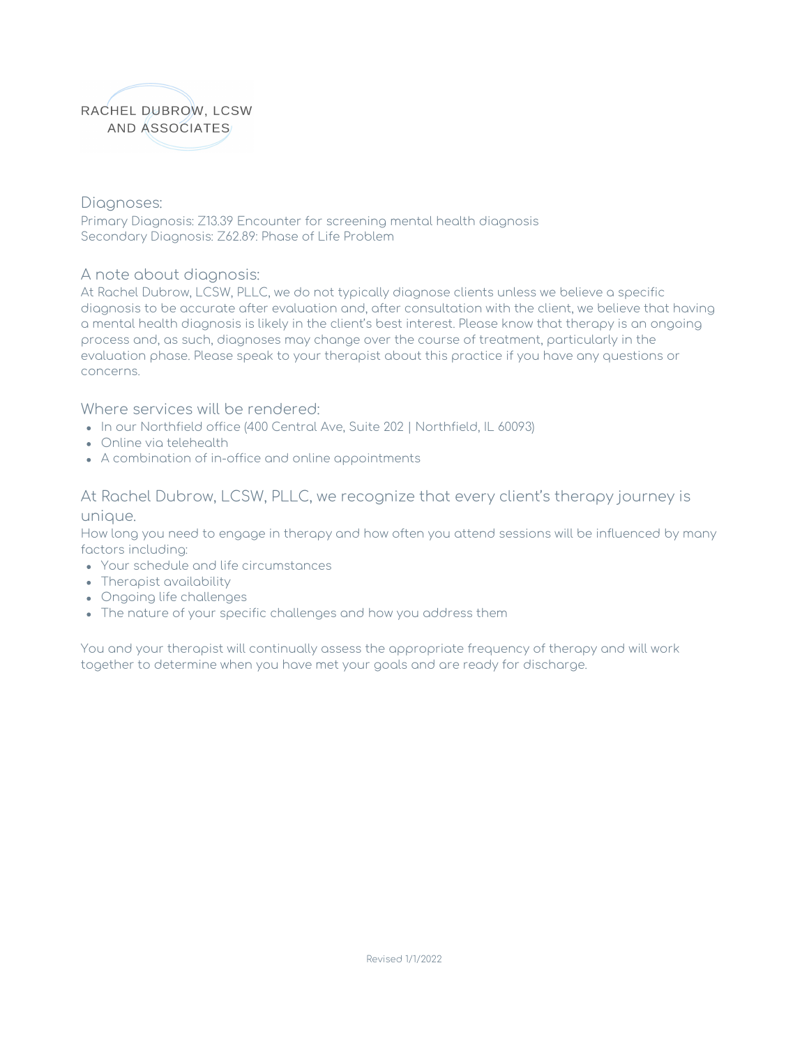RACHEL DUBROW, LCSW
AND ASSOCIATES

## Diagnoses:

Primary Diagnosis: Z13.39 Encounter for screening mental health diagnosis
Secondary Diagnosis: Z62.89: Phase of Life Problem

## A note about diagnosis:

At Rachel Dubrow, LCSW, PLLC, we do not typically diagnose clients unless we believe a specific diagnosis to be accurate after evaluation and, after consultation with the client, we believe that having a mental health diagnosis is likely in the client's best interest. Please know that therapy is an ongoing process and, as such, diagnoses may change over the course of treatment, particularly in the evaluation phase. Please speak to your therapist about this practice if you have any questions or concerns.

## Where services will be rendered:

- In our Northfield office (400 Central Ave, Suite 202 | Northfield, IL 60093)
- Online via telehealth
- A combination of in-office and online appointments

## At Rachel Dubrow, LCSW, PLLC, we recognize that every client's therapy journey is unique.

How long you need to engage in therapy and how often you attend sessions will be influenced by many factors including:

- Your schedule and life circumstances
- Therapist availability
- Ongoing life challenges
- The nature of your specific challenges and how you address them

You and your therapist will continually assess the appropriate frequency of therapy and will work together to determine when you have met your goals and are ready for discharge.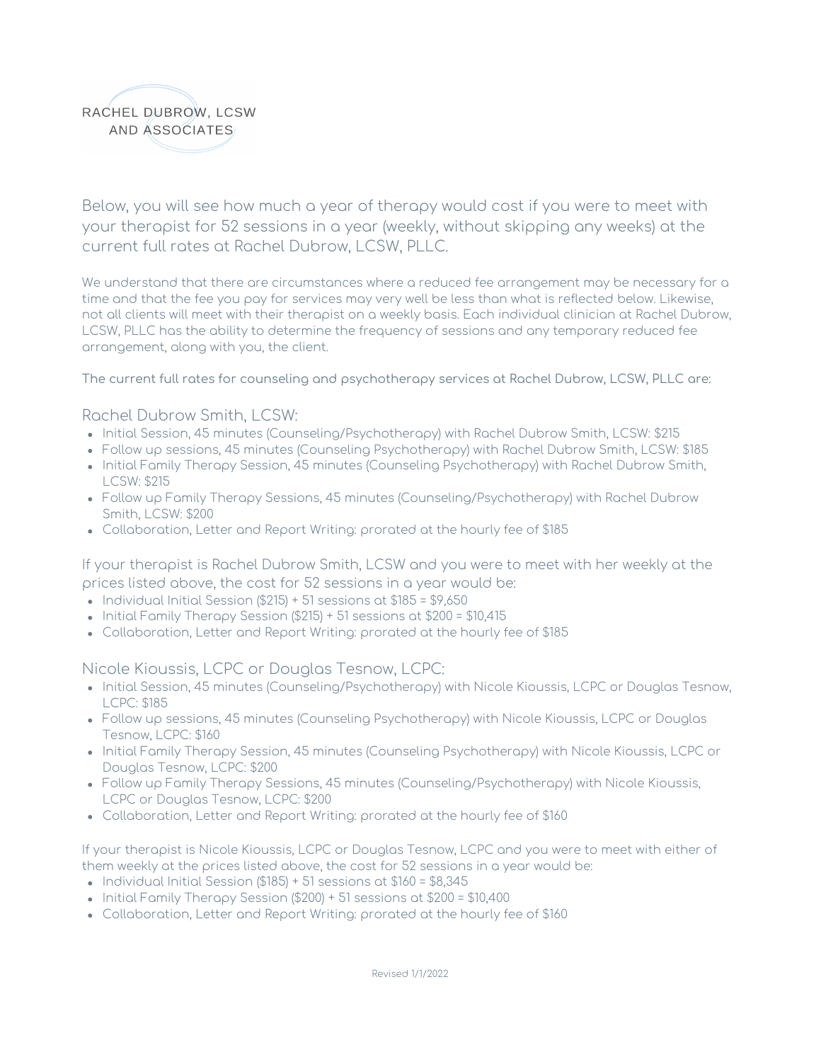RACHEL DUBROW, LCSW
AND ASSOCIATES

## Below, you will see how much a year of therapy would cost if you were to meet with your therapist for 52 sessions in a year (weekly, without skipping any weeks) at the current full rates at Rachel Dubrow, LCSW, PLLC.

We understand that there are circumstances where a reduced fee arrangement may be necessary for a time and that the fee you pay for services may very well be less than what is reflected below. Likewise, not all clients will meet with their therapist on a weekly basis. Each individual clinician at Rachel Dubrow, LCSW, PLLC has the ability to determine the frequency of sessions and any temporary reduced fee arrangement, along with you, the client.

**The current full rates for counseling and psychotherapy services at Rachel Dubrow, LCSW, PLLC are:**

### Rachel Dubrow Smith, LCSW:

- Initial Session, 45 minutes (Counseling/Psychotherapy) with Rachel Dubrow Smith, LCSW: $215
- Follow up sessions, 45 minutes (Counseling Psychotherapy) with Rachel Dubrow Smith, LCSW: $185
- Initial Family Therapy Session, 45 minutes (Counseling Psychotherapy) with Rachel Dubrow Smith, LCSW: $215
- Follow up Family Therapy Sessions, 45 minutes (Counseling/Psychotherapy) with Rachel Dubrow Smith, LCSW: $200
- Collaboration, Letter and Report Writing: prorated at the hourly fee of $185

If your therapist is Rachel Dubrow Smith, LCSW and you were to meet with her weekly at the prices listed above, the cost for 52 sessions in a year would be:

- Individual Initial Session ($215) + 51 sessions at $185 = $9,650
- Initial Family Therapy Session ($215) + 51 sessions at $200 = $10,415
- Collaboration, Letter and Report Writing: prorated at the hourly fee of $185

### Nicole Kioussis, LCPC or Douglas Tesnow, LCPC:

- Initial Session, 45 minutes (Counseling/Psychotherapy) with Nicole Kioussis, LCPC or Douglas Tesnow, LCPC: $185
- Follow up sessions, 45 minutes (Counseling Psychotherapy) with Nicole Kioussis, LCPC or Douglas Tesnow, LCPC: $160
- Initial Family Therapy Session, 45 minutes (Counseling Psychotherapy) with Nicole Kioussis, LCPC or Douglas Tesnow, LCPC: $200
- Follow up Family Therapy Sessions, 45 minutes (Counseling/Psychotherapy) with Nicole Kioussis, LCPC or Douglas Tesnow, LCPC: $200
- Collaboration, Letter and Report Writing: prorated at the hourly fee of $160

If your therapist is Nicole Kioussis, LCPC or Douglas Tesnow, LCPC and you were to meet with either of them weekly at the prices listed above, the cost for 52 sessions in a year would be:

- Individual Initial Session ($185) + 51 sessions at $160 = $8,345
- Initial Family Therapy Session ($200) + 51 sessions at $200 = $10,400
- Collaboration, Letter and Report Writing: prorated at the hourly fee of $160

Revised 1/1/2022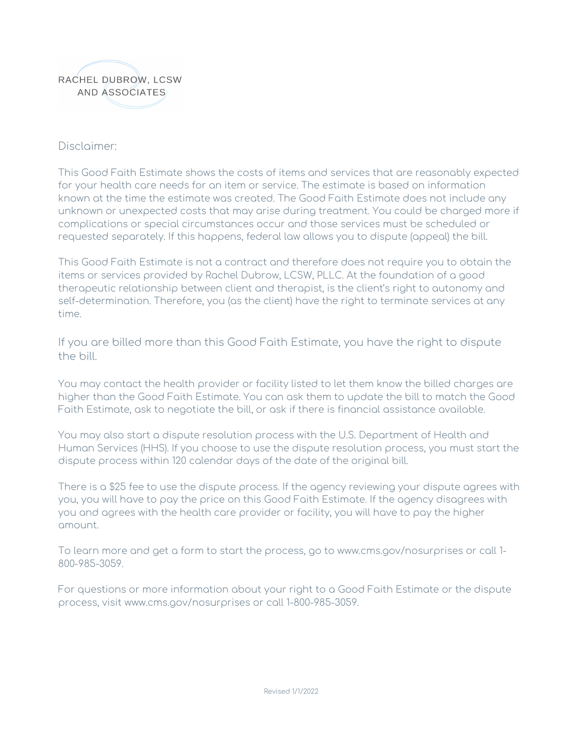RACHEL DUBROW, LCSW
AND ASSOCIATES

Disclaimer:

This Good Faith Estimate shows the costs of items and services that are reasonably expected for your health care needs for an item or service. The estimate is based on information known at the time the estimate was created. The Good Faith Estimate does not include any unknown or unexpected costs that may arise during treatment. You could be charged more if complications or special circumstances occur and those services must be scheduled or requested separately. If this happens, federal law allows you to dispute (appeal) the bill.

This Good Faith Estimate is not a contract and therefore does not require you to obtain the items or services provided by Rachel Dubrow, LCSW, PLLC. At the foundation of a good therapeutic relationship between client and therapist, is the client's right to autonomy and self-determination. Therefore, you (as the client) have the right to terminate services at any time.

If you are billed more than this Good Faith Estimate, you have the right to dispute the bill.

You may contact the health provider or facility listed to let them know the billed charges are higher than the Good Faith Estimate. You can ask them to update the bill to match the Good Faith Estimate, ask to negotiate the bill, or ask if there is financial assistance available.

You may also start a dispute resolution process with the U.S. Department of Health and Human Services (HHS). If you choose to use the dispute resolution process, you must start the dispute process within 120 calendar days of the date of the original bill.

There is a $25 fee to use the dispute process. If the agency reviewing your dispute agrees with you, you will have to pay the price on this Good Faith Estimate. If the agency disagrees with you and agrees with the health care provider or facility, you will have to pay the higher amount.

To learn more and get a form to start the process, go to www.cms.gov/nosurprises or call 1-800-985-3059.

For questions or more information about your right to a Good Faith Estimate or the dispute process, visit www.cms.gov/nosurprises or call 1-800-985-3059.

Revised 1/1/2022